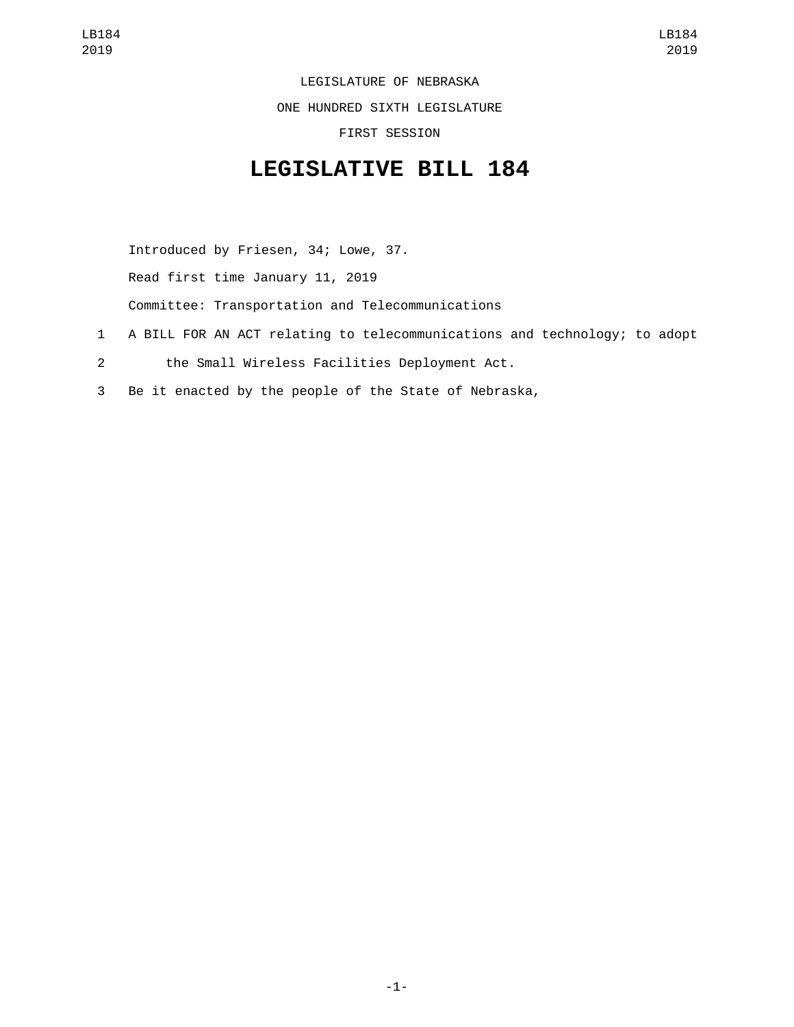LEGISLATURE OF NEBRASKA

ONE HUNDRED SIXTH LEGISLATURE

FIRST SESSION

# LEGISLATIVE BILL 184

Introduced by Friesen, 34; Lowe, 37.

Read first time January 11, 2019

Committee: Transportation and Telecommunications

1 A BILL FOR AN ACT relating to telecommunications and technology; to adopt

2 the Small Wireless Facilities Deployment Act.

3 Be it enacted by the people of the State of Nebraska,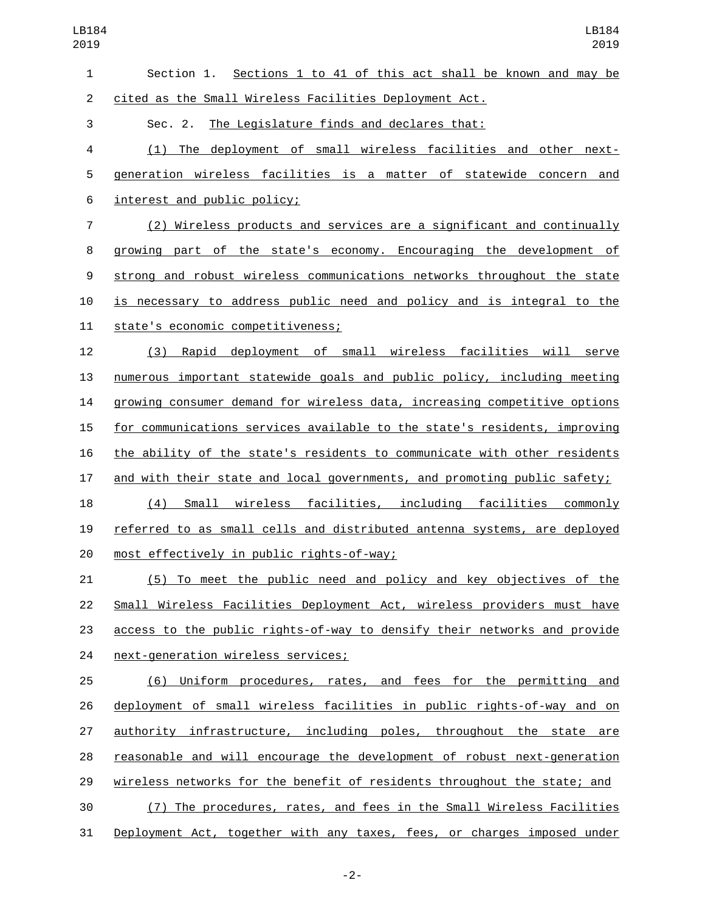Section 1. Sections 1 to 41 of this act shall be known and may be cited as the Small Wireless Facilities Deployment Act.

Sec. 2. The Legislature finds and declares that:

(1) The deployment of small wireless facilities and other next-generation wireless facilities is a matter of statewide concern and interest and public policy;

(2) Wireless products and services are a significant and continually growing part of the state's economy. Encouraging the development of strong and robust wireless communications networks throughout the state is necessary to address public need and policy and is integral to the state's economic competitiveness;

(3) Rapid deployment of small wireless facilities will serve numerous important statewide goals and public policy, including meeting growing consumer demand for wireless data, increasing competitive options for communications services available to the state's residents, improving the ability of the state's residents to communicate with other residents and with their state and local governments, and promoting public safety;

(4) Small wireless facilities, including facilities commonly referred to as small cells and distributed antenna systems, are deployed most effectively in public rights-of-way;

(5) To meet the public need and policy and key objectives of the Small Wireless Facilities Deployment Act, wireless providers must have access to the public rights-of-way to densify their networks and provide next-generation wireless services;

(6) Uniform procedures, rates, and fees for the permitting and deployment of small wireless facilities in public rights-of-way and on authority infrastructure, including poles, throughout the state are reasonable and will encourage the development of robust next-generation wireless networks for the benefit of residents throughout the state; and

(7) The procedures, rates, and fees in the Small Wireless Facilities Deployment Act, together with any taxes, fees, or charges imposed under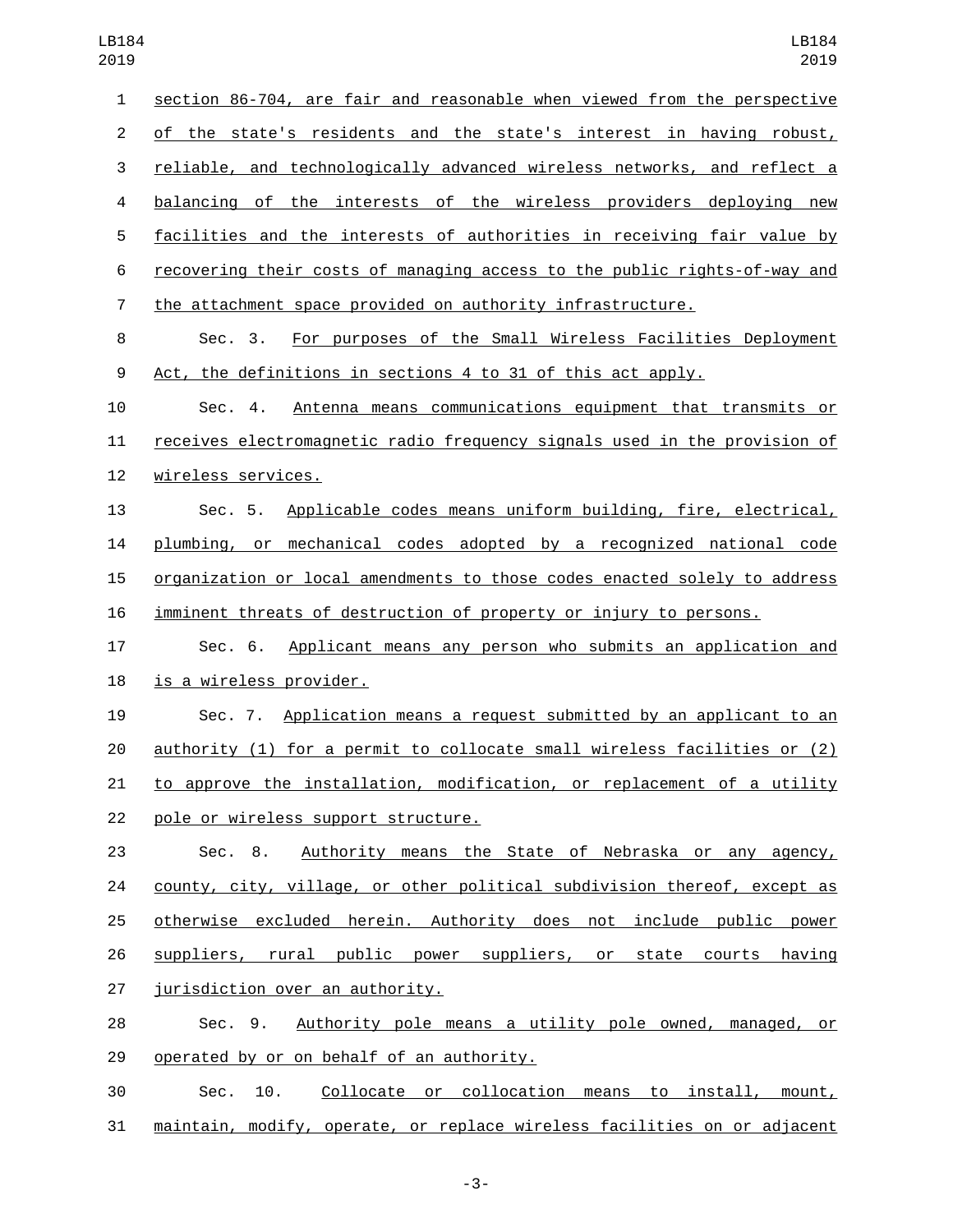section 86-704, are fair and reasonable when viewed from the perspective of the state's residents and the state's interest in having robust, reliable, and technologically advanced wireless networks, and reflect a balancing of the interests of the wireless providers deploying new facilities and the interests of authorities in receiving fair value by recovering their costs of managing access to the public rights-of-way and the attachment space provided on authority infrastructure.

Sec. 3. For purposes of the Small Wireless Facilities Deployment Act, the definitions in sections 4 to 31 of this act apply.

Sec. 4. Antenna means communications equipment that transmits or receives electromagnetic radio frequency signals used in the provision of wireless services.

Sec. 5. Applicable codes means uniform building, fire, electrical, plumbing, or mechanical codes adopted by a recognized national code organization or local amendments to those codes enacted solely to address imminent threats of destruction of property or injury to persons.

Sec. 6. Applicant means any person who submits an application and is a wireless provider.

Sec. 7. Application means a request submitted by an applicant to an authority (1) for a permit to collocate small wireless facilities or (2) to approve the installation, modification, or replacement of a utility pole or wireless support structure.

Sec. 8. Authority means the State of Nebraska or any agency, county, city, village, or other political subdivision thereof, except as otherwise excluded herein. Authority does not include public power suppliers, rural public power suppliers, or state courts having jurisdiction over an authority.

Sec. 9. Authority pole means a utility pole owned, managed, or operated by or on behalf of an authority.

Sec. 10. Collocate or collocation means to install, mount, maintain, modify, operate, or replace wireless facilities on or adjacent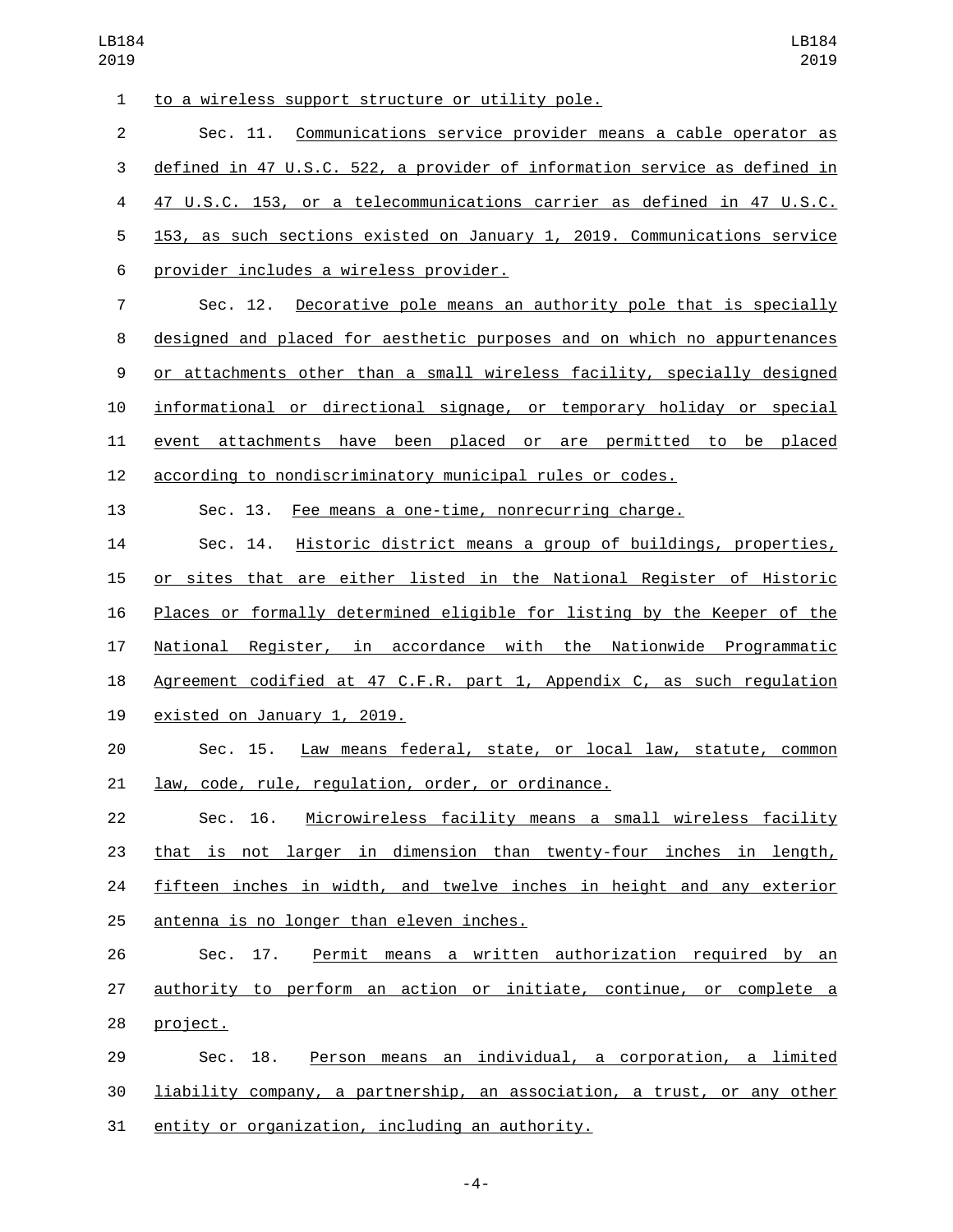to a wireless support structure or utility pole.

Sec. 11. Communications service provider means a cable operator as defined in 47 U.S.C. 522, a provider of information service as defined in 47 U.S.C. 153, or a telecommunications carrier as defined in 47 U.S.C. 153, as such sections existed on January 1, 2019. Communications service provider includes a wireless provider.

Sec. 12. Decorative pole means an authority pole that is specially designed and placed for aesthetic purposes and on which no appurtenances or attachments other than a small wireless facility, specially designed informational or directional signage, or temporary holiday or special event attachments have been placed or are permitted to be placed according to nondiscriminatory municipal rules or codes.

Sec. 13. Fee means a one-time, nonrecurring charge.

Sec. 14. Historic district means a group of buildings, properties, or sites that are either listed in the National Register of Historic Places or formally determined eligible for listing by the Keeper of the National Register, in accordance with the Nationwide Programmatic Agreement codified at 47 C.F.R. part 1, Appendix C, as such regulation existed on January 1, 2019.

Sec. 15. Law means federal, state, or local law, statute, common law, code, rule, regulation, order, or ordinance.

Sec. 16. Microwireless facility means a small wireless facility that is not larger in dimension than twenty-four inches in length, fifteen inches in width, and twelve inches in height and any exterior antenna is no longer than eleven inches.

Sec. 17. Permit means a written authorization required by an authority to perform an action or initiate, continue, or complete a project.

Sec. 18. Person means an individual, a corporation, a limited liability company, a partnership, an association, a trust, or any other entity or organization, including an authority.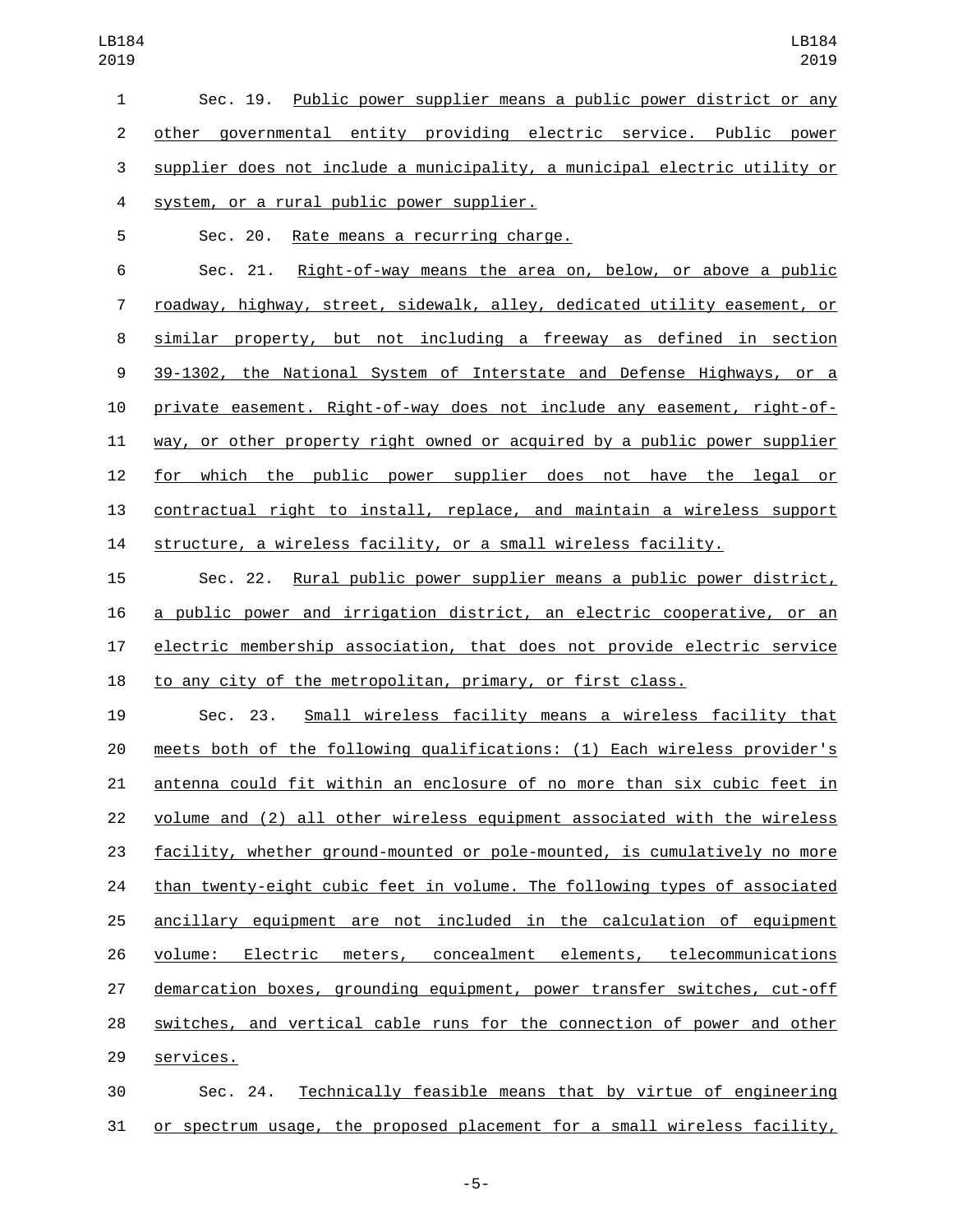Sec. 19. Public power supplier means a public power district or any other governmental entity providing electric service. Public power supplier does not include a municipality, a municipal electric utility or system, or a rural public power supplier.

Sec. 20. Rate means a recurring charge.

Sec. 21. Right-of-way means the area on, below, or above a public roadway, highway, street, sidewalk, alley, dedicated utility easement, or similar property, but not including a freeway as defined in section 39-1302, the National System of Interstate and Defense Highways, or a private easement. Right-of-way does not include any easement, right-of-way, or other property right owned or acquired by a public power supplier for which the public power supplier does not have the legal or contractual right to install, replace, and maintain a wireless support structure, a wireless facility, or a small wireless facility.

Sec. 22. Rural public power supplier means a public power district, a public power and irrigation district, an electric cooperative, or an electric membership association, that does not provide electric service to any city of the metropolitan, primary, or first class.

Sec. 23. Small wireless facility means a wireless facility that meets both of the following qualifications: (1) Each wireless provider's antenna could fit within an enclosure of no more than six cubic feet in volume and (2) all other wireless equipment associated with the wireless facility, whether ground-mounted or pole-mounted, is cumulatively no more than twenty-eight cubic feet in volume. The following types of associated ancillary equipment are not included in the calculation of equipment volume: Electric meters, concealment elements, telecommunications demarcation boxes, grounding equipment, power transfer switches, cut-off switches, and vertical cable runs for the connection of power and other services.

Sec. 24. Technically feasible means that by virtue of engineering or spectrum usage, the proposed placement for a small wireless facility,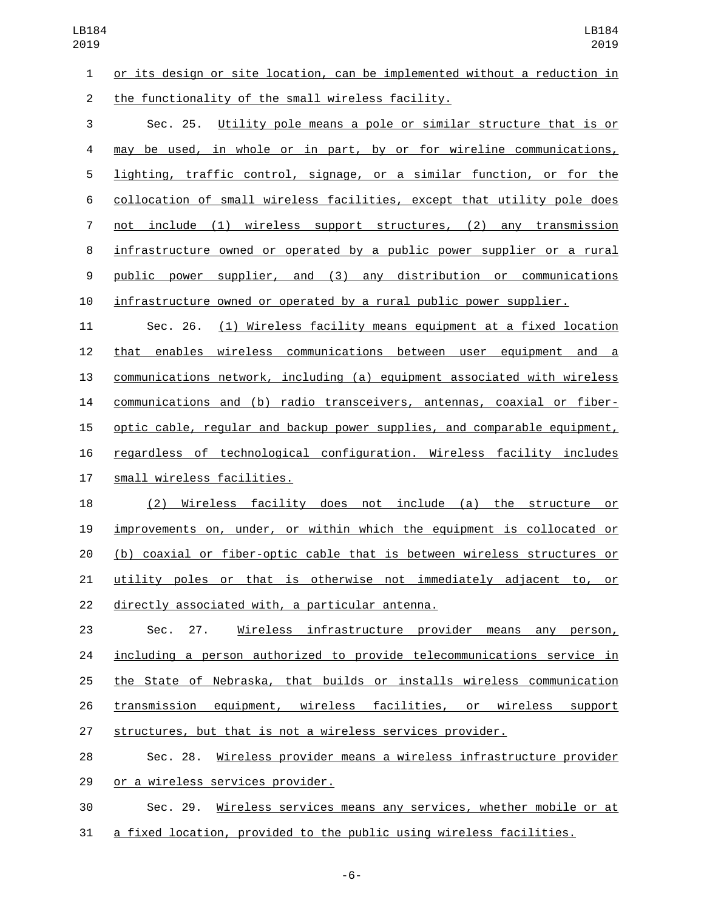or its design or site location, can be implemented without a reduction in the functionality of the small wireless facility.

Sec. 25. Utility pole means a pole or similar structure that is or may be used, in whole or in part, by or for wireline communications, lighting, traffic control, signage, or a similar function, or for the collocation of small wireless facilities, except that utility pole does not include (1) wireless support structures, (2) any transmission infrastructure owned or operated by a public power supplier or a rural public power supplier, and (3) any distribution or communications infrastructure owned or operated by a rural public power supplier.

Sec. 26. (1) Wireless facility means equipment at a fixed location that enables wireless communications between user equipment and a communications network, including (a) equipment associated with wireless communications and (b) radio transceivers, antennas, coaxial or fiber-optic cable, regular and backup power supplies, and comparable equipment, regardless of technological configuration. Wireless facility includes small wireless facilities.

(2) Wireless facility does not include (a) the structure or improvements on, under, or within which the equipment is collocated or (b) coaxial or fiber-optic cable that is between wireless structures or utility poles or that is otherwise not immediately adjacent to, or directly associated with, a particular antenna.

Sec. 27. Wireless infrastructure provider means any person, including a person authorized to provide telecommunications service in the State of Nebraska, that builds or installs wireless communication transmission equipment, wireless facilities, or wireless support structures, but that is not a wireless services provider.

Sec. 28. Wireless provider means a wireless infrastructure provider or a wireless services provider.

Sec. 29. Wireless services means any services, whether mobile or at a fixed location, provided to the public using wireless facilities.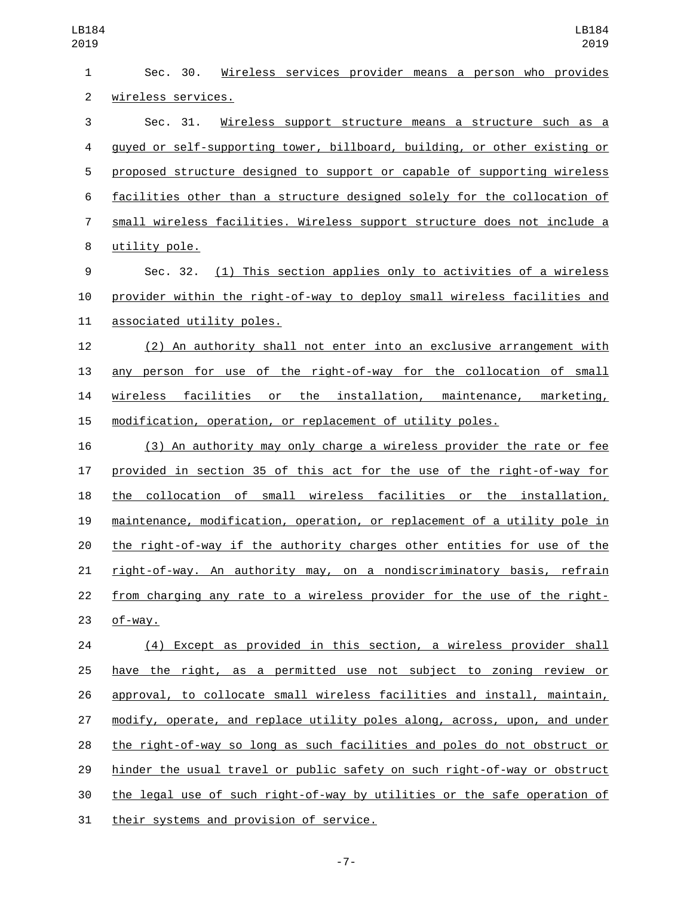Sec. 30. Wireless services provider means a person who provides wireless services.

Sec. 31. Wireless support structure means a structure such as a guyed or self-supporting tower, billboard, building, or other existing or proposed structure designed to support or capable of supporting wireless facilities other than a structure designed solely for the collocation of small wireless facilities. Wireless support structure does not include a utility pole.

Sec. 32. (1) This section applies only to activities of a wireless provider within the right-of-way to deploy small wireless facilities and associated utility poles.

(2) An authority shall not enter into an exclusive arrangement with any person for use of the right-of-way for the collocation of small wireless facilities or the installation, maintenance, marketing, modification, operation, or replacement of utility poles.

(3) An authority may only charge a wireless provider the rate or fee provided in section 35 of this act for the use of the right-of-way for the collocation of small wireless facilities or the installation, maintenance, modification, operation, or replacement of a utility pole in the right-of-way if the authority charges other entities for use of the right-of-way. An authority may, on a nondiscriminatory basis, refrain from charging any rate to a wireless provider for the use of the right-of-way.

(4) Except as provided in this section, a wireless provider shall have the right, as a permitted use not subject to zoning review or approval, to collocate small wireless facilities and install, maintain, modify, operate, and replace utility poles along, across, upon, and under the right-of-way so long as such facilities and poles do not obstruct or hinder the usual travel or public safety on such right-of-way or obstruct the legal use of such right-of-way by utilities or the safe operation of their systems and provision of service.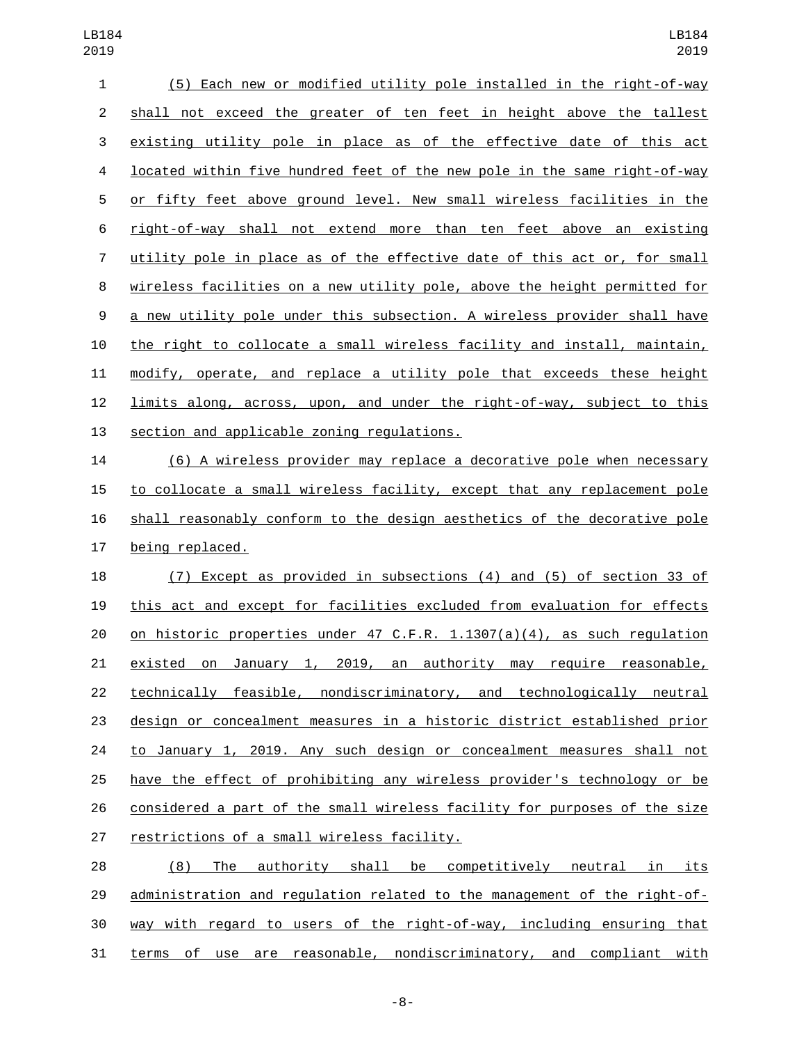(5) Each new or modified utility pole installed in the right-of-way shall not exceed the greater of ten feet in height above the tallest existing utility pole in place as of the effective date of this act located within five hundred feet of the new pole in the same right-of-way or fifty feet above ground level. New small wireless facilities in the right-of-way shall not extend more than ten feet above an existing utility pole in place as of the effective date of this act or, for small wireless facilities on a new utility pole, above the height permitted for a new utility pole under this subsection. A wireless provider shall have the right to collocate a small wireless facility and install, maintain, modify, operate, and replace a utility pole that exceeds these height limits along, across, upon, and under the right-of-way, subject to this section and applicable zoning regulations.

(6) A wireless provider may replace a decorative pole when necessary to collocate a small wireless facility, except that any replacement pole shall reasonably conform to the design aesthetics of the decorative pole being replaced.

(7) Except as provided in subsections (4) and (5) of section 33 of this act and except for facilities excluded from evaluation for effects on historic properties under 47 C.F.R. 1.1307(a)(4), as such regulation existed on January 1, 2019, an authority may require reasonable, technically feasible, nondiscriminatory, and technologically neutral design or concealment measures in a historic district established prior to January 1, 2019. Any such design or concealment measures shall not have the effect of prohibiting any wireless provider's technology or be considered a part of the small wireless facility for purposes of the size restrictions of a small wireless facility.

(8) The authority shall be competitively neutral in its administration and regulation related to the management of the right-of-way with regard to users of the right-of-way, including ensuring that terms of use are reasonable, nondiscriminatory, and compliant with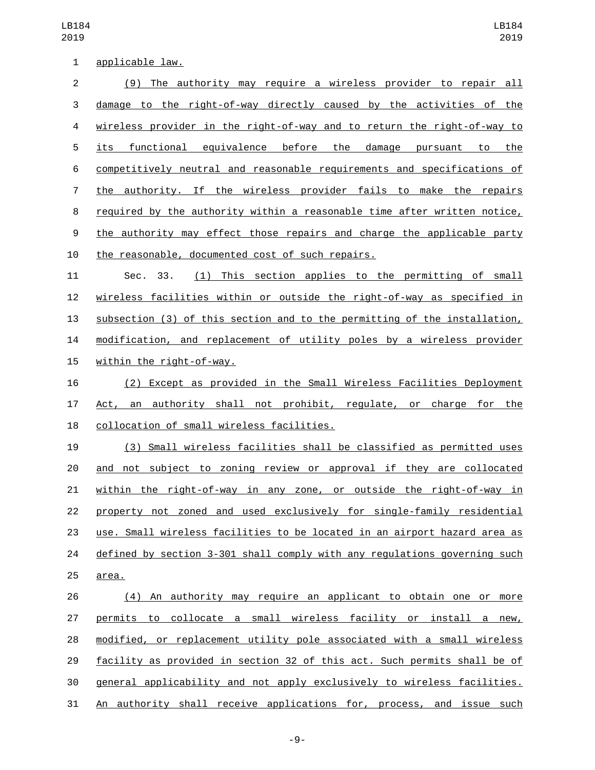applicable law.

(9) The authority may require a wireless provider to repair all damage to the right-of-way directly caused by the activities of the wireless provider in the right-of-way and to return the right-of-way to its functional equivalence before the damage pursuant to the competitively neutral and reasonable requirements and specifications of the authority. If the wireless provider fails to make the repairs required by the authority within a reasonable time after written notice, the authority may effect those repairs and charge the applicable party the reasonable, documented cost of such repairs.

Sec. 33. (1) This section applies to the permitting of small wireless facilities within or outside the right-of-way as specified in subsection (3) of this section and to the permitting of the installation, modification, and replacement of utility poles by a wireless provider within the right-of-way.

(2) Except as provided in the Small Wireless Facilities Deployment Act, an authority shall not prohibit, regulate, or charge for the collocation of small wireless facilities.

(3) Small wireless facilities shall be classified as permitted uses and not subject to zoning review or approval if they are collocated within the right-of-way in any zone, or outside the right-of-way in property not zoned and used exclusively for single-family residential use. Small wireless facilities to be located in an airport hazard area as defined by section 3-301 shall comply with any regulations governing such area.

(4) An authority may require an applicant to obtain one or more permits to collocate a small wireless facility or install a new, modified, or replacement utility pole associated with a small wireless facility as provided in section 32 of this act. Such permits shall be of general applicability and not apply exclusively to wireless facilities. An authority shall receive applications for, process, and issue such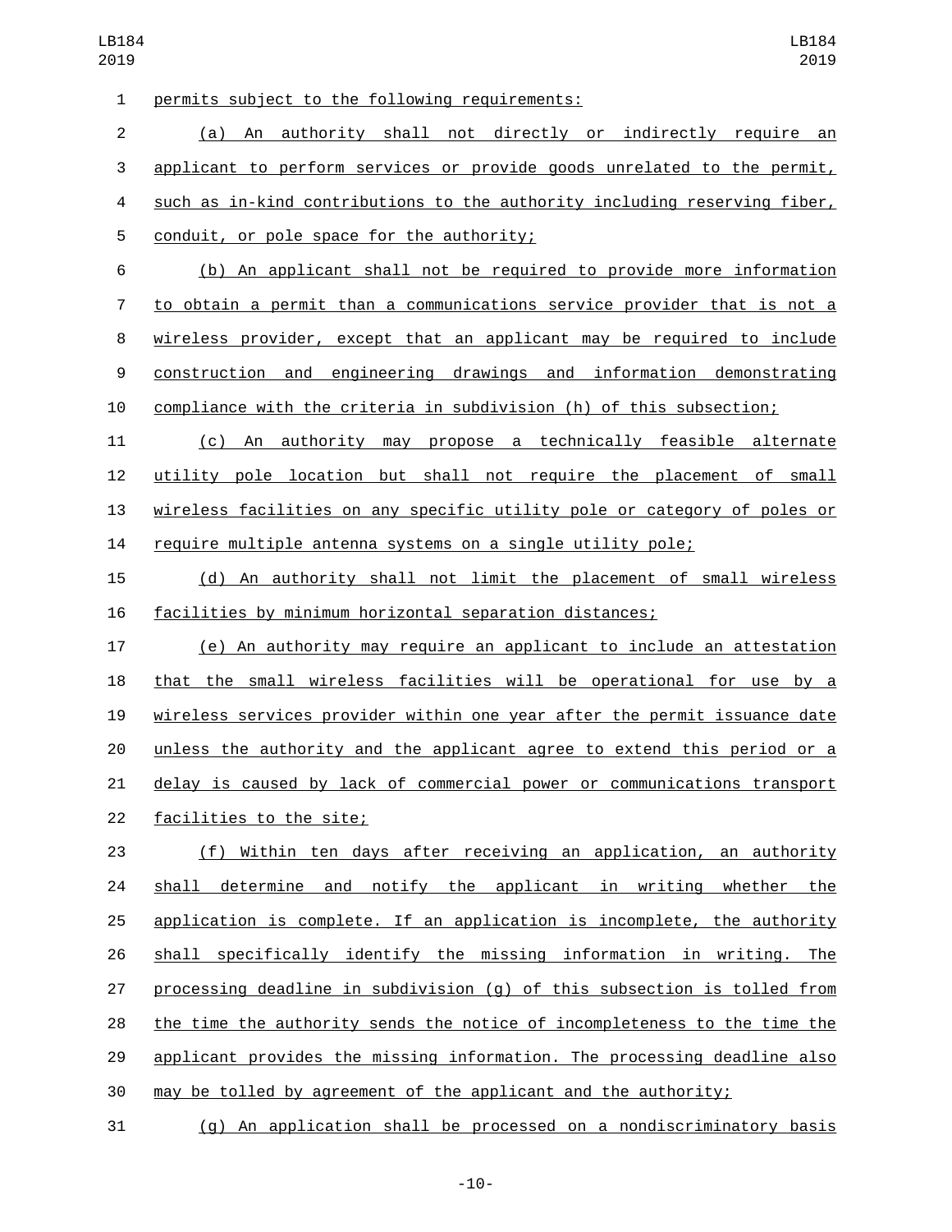permits subject to the following requirements:

(a) An authority shall not directly or indirectly require an applicant to perform services or provide goods unrelated to the permit, such as in-kind contributions to the authority including reserving fiber, conduit, or pole space for the authority;

(b) An applicant shall not be required to provide more information to obtain a permit than a communications service provider that is not a wireless provider, except that an applicant may be required to include construction and engineering drawings and information demonstrating compliance with the criteria in subdivision (h) of this subsection;

(c) An authority may propose a technically feasible alternate utility pole location but shall not require the placement of small wireless facilities on any specific utility pole or category of poles or require multiple antenna systems on a single utility pole;

(d) An authority shall not limit the placement of small wireless facilities by minimum horizontal separation distances;

(e) An authority may require an applicant to include an attestation that the small wireless facilities will be operational for use by a wireless services provider within one year after the permit issuance date unless the authority and the applicant agree to extend this period or a delay is caused by lack of commercial power or communications transport facilities to the site;

(f) Within ten days after receiving an application, an authority shall determine and notify the applicant in writing whether the application is complete. If an application is incomplete, the authority shall specifically identify the missing information in writing. The processing deadline in subdivision (g) of this subsection is tolled from the time the authority sends the notice of incompleteness to the time the applicant provides the missing information. The processing deadline also may be tolled by agreement of the applicant and the authority;

(g) An application shall be processed on a nondiscriminatory basis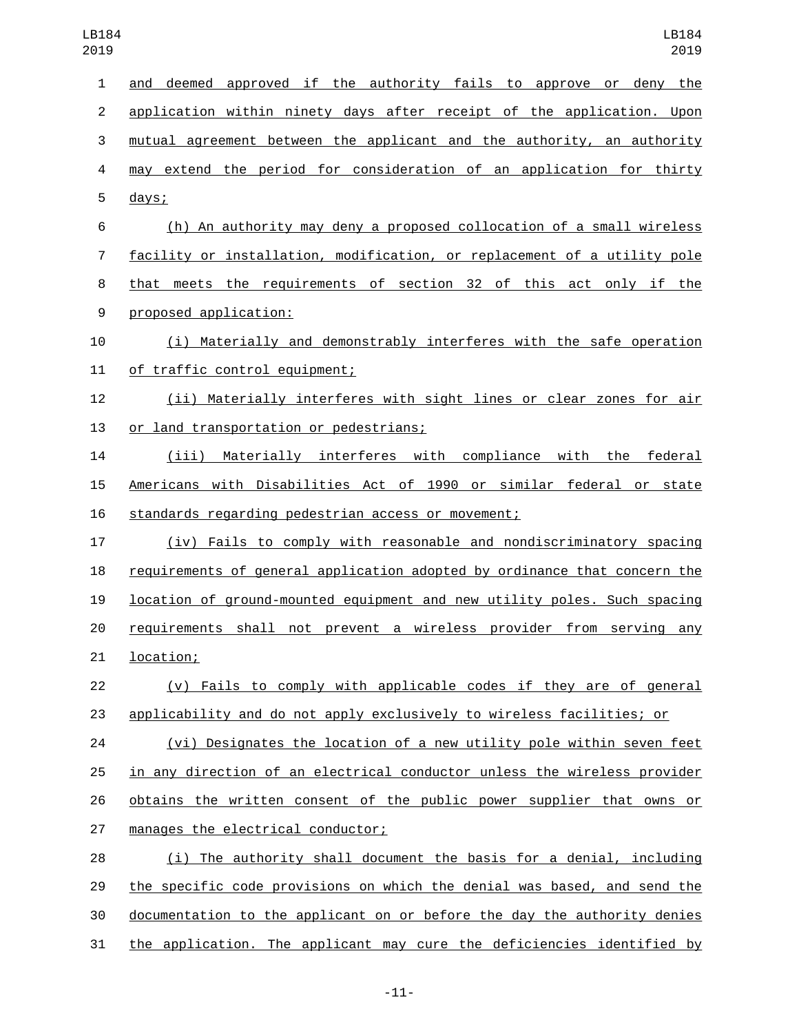and deemed approved if the authority fails to approve or deny the application within ninety days after receipt of the application. Upon mutual agreement between the applicant and the authority, an authority may extend the period for consideration of an application for thirty days;

(h) An authority may deny a proposed collocation of a small wireless facility or installation, modification, or replacement of a utility pole that meets the requirements of section 32 of this act only if the proposed application:

(i) Materially and demonstrably interferes with the safe operation of traffic control equipment;

(ii) Materially interferes with sight lines or clear zones for air or land transportation or pedestrians;

(iii) Materially interferes with compliance with the federal Americans with Disabilities Act of 1990 or similar federal or state standards regarding pedestrian access or movement;

(iv) Fails to comply with reasonable and nondiscriminatory spacing requirements of general application adopted by ordinance that concern the location of ground-mounted equipment and new utility poles. Such spacing requirements shall not prevent a wireless provider from serving any location;

(v) Fails to comply with applicable codes if they are of general applicability and do not apply exclusively to wireless facilities; or

(vi) Designates the location of a new utility pole within seven feet in any direction of an electrical conductor unless the wireless provider obtains the written consent of the public power supplier that owns or manages the electrical conductor;

(i) The authority shall document the basis for a denial, including the specific code provisions on which the denial was based, and send the documentation to the applicant on or before the day the authority denies the application. The applicant may cure the deficiencies identified by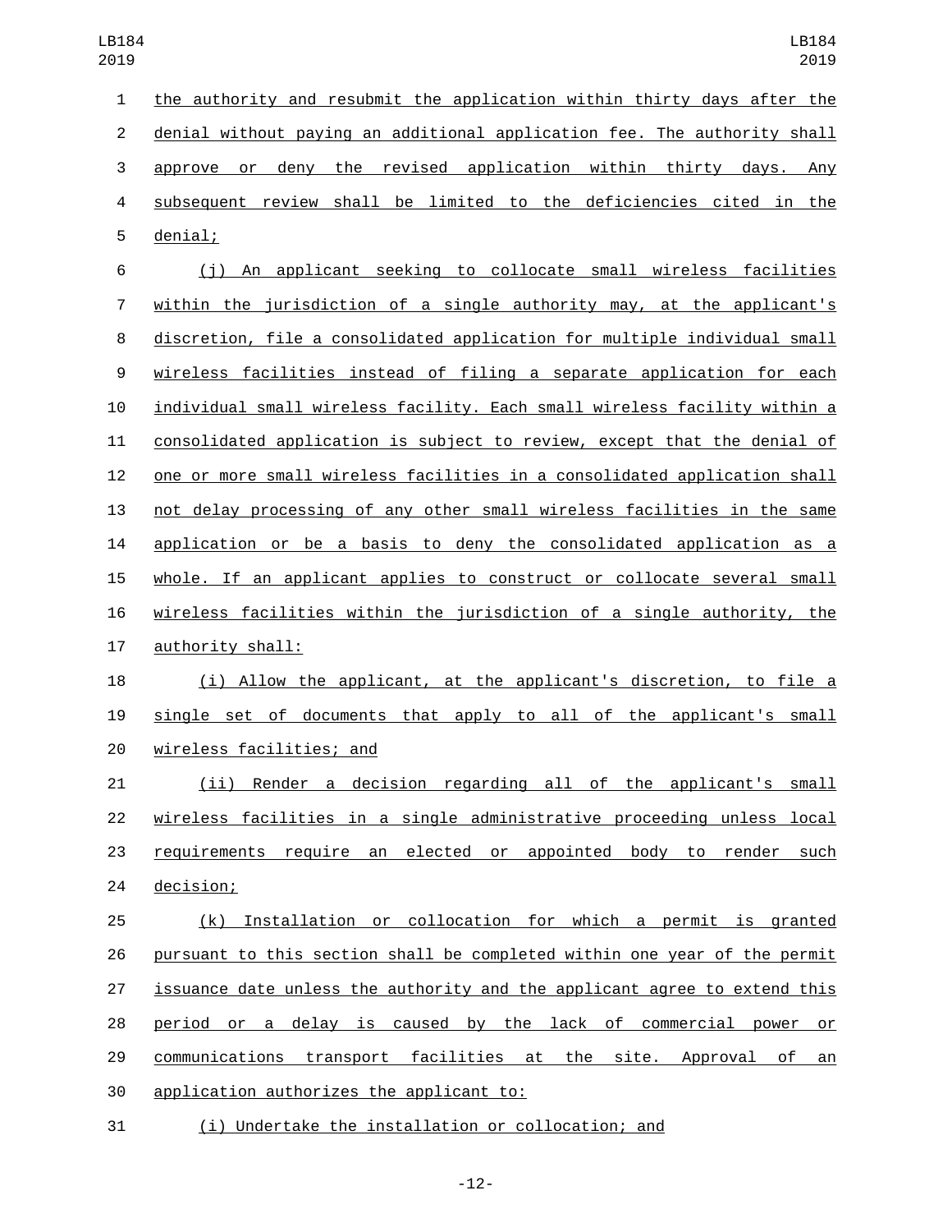the authority and resubmit the application within thirty days after the denial without paying an additional application fee. The authority shall approve or deny the revised application within thirty days. Any subsequent review shall be limited to the deficiencies cited in the denial;

(j) An applicant seeking to collocate small wireless facilities within the jurisdiction of a single authority may, at the applicant's discretion, file a consolidated application for multiple individual small wireless facilities instead of filing a separate application for each individual small wireless facility. Each small wireless facility within a consolidated application is subject to review, except that the denial of one or more small wireless facilities in a consolidated application shall not delay processing of any other small wireless facilities in the same application or be a basis to deny the consolidated application as a whole. If an applicant applies to construct or collocate several small wireless facilities within the jurisdiction of a single authority, the authority shall:

(i) Allow the applicant, at the applicant's discretion, to file a single set of documents that apply to all of the applicant's small wireless facilities; and

(ii) Render a decision regarding all of the applicant's small wireless facilities in a single administrative proceeding unless local requirements require an elected or appointed body to render such decision;

(k) Installation or collocation for which a permit is granted pursuant to this section shall be completed within one year of the permit issuance date unless the authority and the applicant agree to extend this period or a delay is caused by the lack of commercial power or communications transport facilities at the site. Approval of an application authorizes the applicant to:

(i) Undertake the installation or collocation; and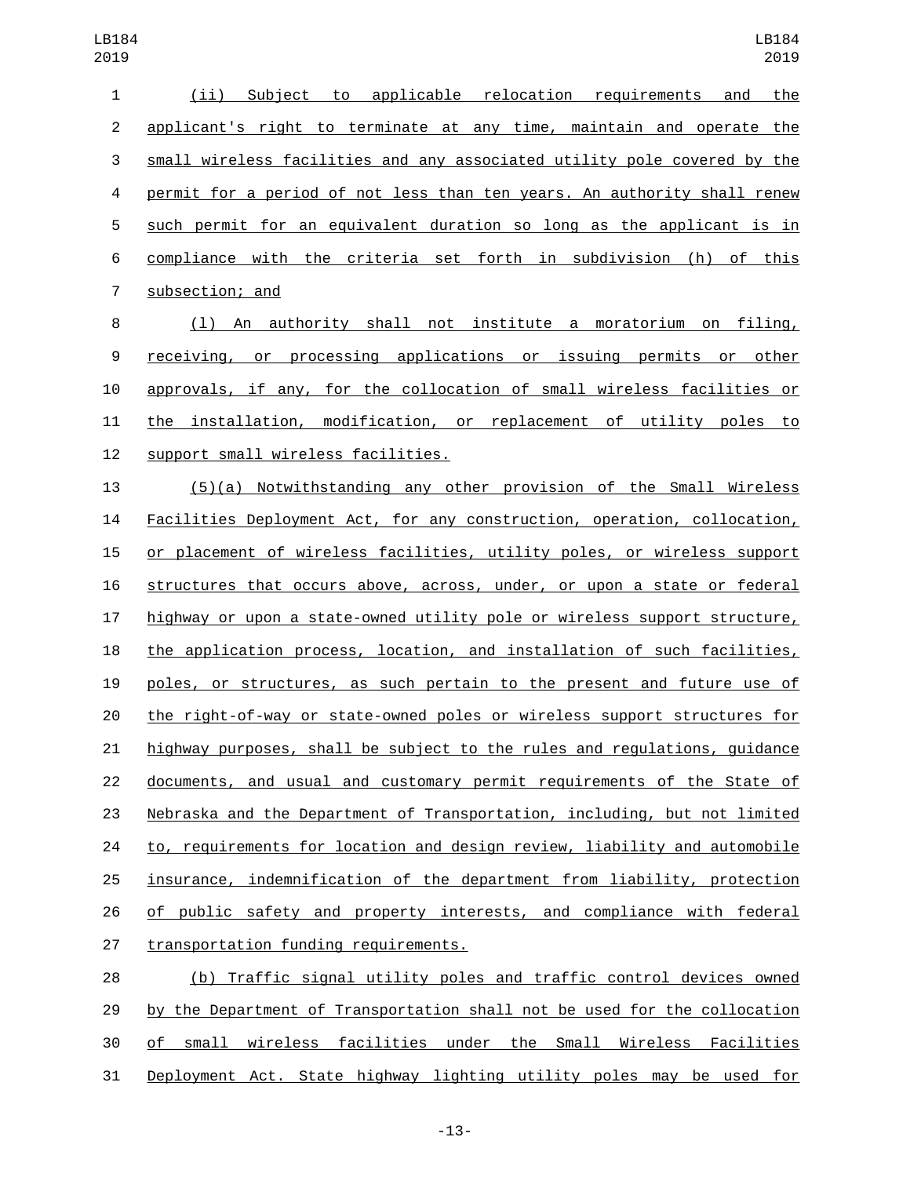(ii) Subject to applicable relocation requirements and the applicant's right to terminate at any time, maintain and operate the small wireless facilities and any associated utility pole covered by the permit for a period of not less than ten years. An authority shall renew such permit for an equivalent duration so long as the applicant is in compliance with the criteria set forth in subdivision (h) of this subsection; and

(l) An authority shall not institute a moratorium on filing, receiving, or processing applications or issuing permits or other approvals, if any, for the collocation of small wireless facilities or the installation, modification, or replacement of utility poles to support small wireless facilities.

(5)(a) Notwithstanding any other provision of the Small Wireless Facilities Deployment Act, for any construction, operation, collocation, or placement of wireless facilities, utility poles, or wireless support structures that occurs above, across, under, or upon a state or federal highway or upon a state-owned utility pole or wireless support structure, the application process, location, and installation of such facilities, poles, or structures, as such pertain to the present and future use of the right-of-way or state-owned poles or wireless support structures for highway purposes, shall be subject to the rules and regulations, guidance documents, and usual and customary permit requirements of the State of Nebraska and the Department of Transportation, including, but not limited to, requirements for location and design review, liability and automobile insurance, indemnification of the department from liability, protection of public safety and property interests, and compliance with federal transportation funding requirements.

(b) Traffic signal utility poles and traffic control devices owned by the Department of Transportation shall not be used for the collocation of small wireless facilities under the Small Wireless Facilities Deployment Act. State highway lighting utility poles may be used for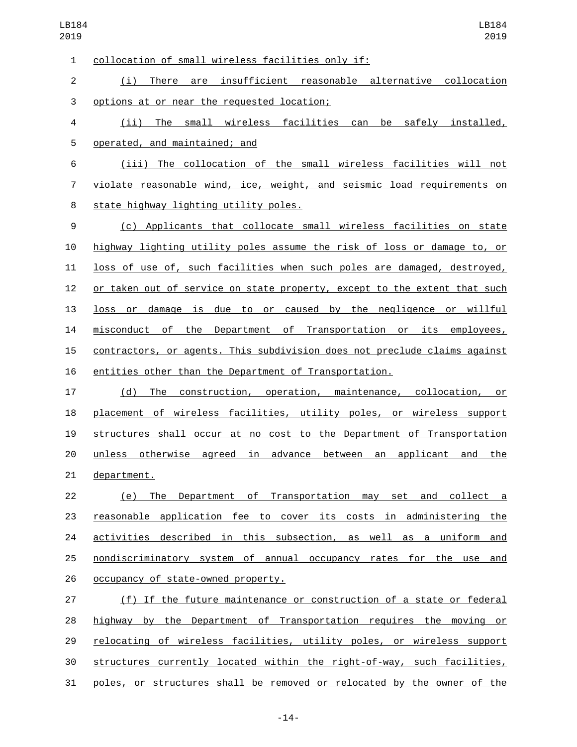collocation of small wireless facilities only if:

(i) There are insufficient reasonable alternative collocation options at or near the requested location;

(ii) The small wireless facilities can be safely installed, operated, and maintained; and

(iii) The collocation of the small wireless facilities will not violate reasonable wind, ice, weight, and seismic load requirements on state highway lighting utility poles.

(c) Applicants that collocate small wireless facilities on state highway lighting utility poles assume the risk of loss or damage to, or loss of use of, such facilities when such poles are damaged, destroyed, or taken out of service on state property, except to the extent that such loss or damage is due to or caused by the negligence or willful misconduct of the Department of Transportation or its employees, contractors, or agents. This subdivision does not preclude claims against entities other than the Department of Transportation.

(d) The construction, operation, maintenance, collocation, or placement of wireless facilities, utility poles, or wireless support structures shall occur at no cost to the Department of Transportation unless otherwise agreed in advance between an applicant and the department.

(e) The Department of Transportation may set and collect a reasonable application fee to cover its costs in administering the activities described in this subsection, as well as a uniform and nondiscriminatory system of annual occupancy rates for the use and occupancy of state-owned property.

(f) If the future maintenance or construction of a state or federal highway by the Department of Transportation requires the moving or relocating of wireless facilities, utility poles, or wireless support structures currently located within the right-of-way, such facilities, poles, or structures shall be removed or relocated by the owner of the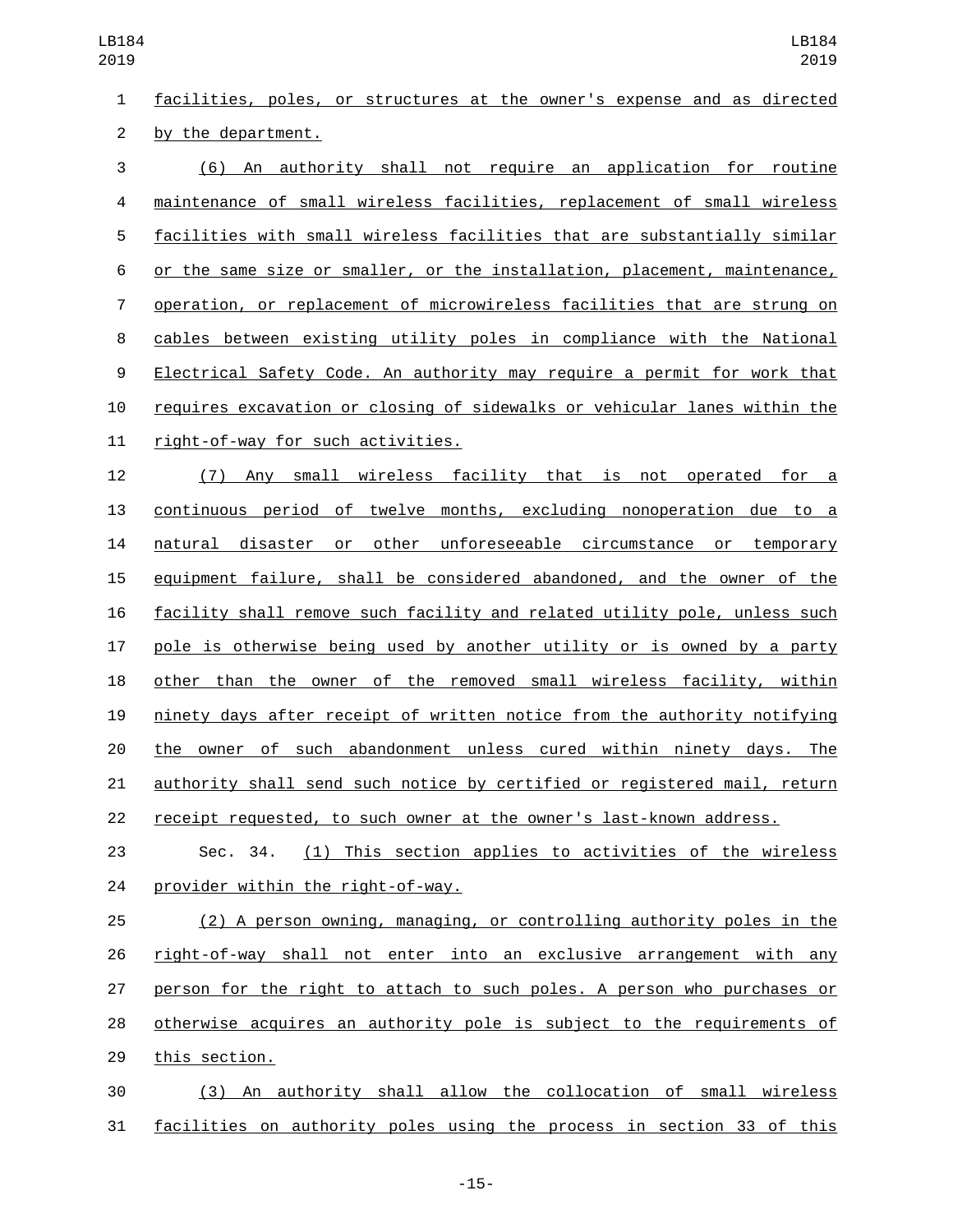facilities, poles, or structures at the owner's expense and as directed by the department.

(6) An authority shall not require an application for routine maintenance of small wireless facilities, replacement of small wireless facilities with small wireless facilities that are substantially similar or the same size or smaller, or the installation, placement, maintenance, operation, or replacement of microwireless facilities that are strung on cables between existing utility poles in compliance with the National Electrical Safety Code. An authority may require a permit for work that requires excavation or closing of sidewalks or vehicular lanes within the right-of-way for such activities.

(7) Any small wireless facility that is not operated for a continuous period of twelve months, excluding nonoperation due to a natural disaster or other unforeseeable circumstance or temporary equipment failure, shall be considered abandoned, and the owner of the facility shall remove such facility and related utility pole, unless such pole is otherwise being used by another utility or is owned by a party other than the owner of the removed small wireless facility, within ninety days after receipt of written notice from the authority notifying the owner of such abandonment unless cured within ninety days. The authority shall send such notice by certified or registered mail, return receipt requested, to such owner at the owner's last-known address.

Sec. 34. (1) This section applies to activities of the wireless provider within the right-of-way.

(2) A person owning, managing, or controlling authority poles in the right-of-way shall not enter into an exclusive arrangement with any person for the right to attach to such poles. A person who purchases or otherwise acquires an authority pole is subject to the requirements of this section.

(3) An authority shall allow the collocation of small wireless facilities on authority poles using the process in section 33 of this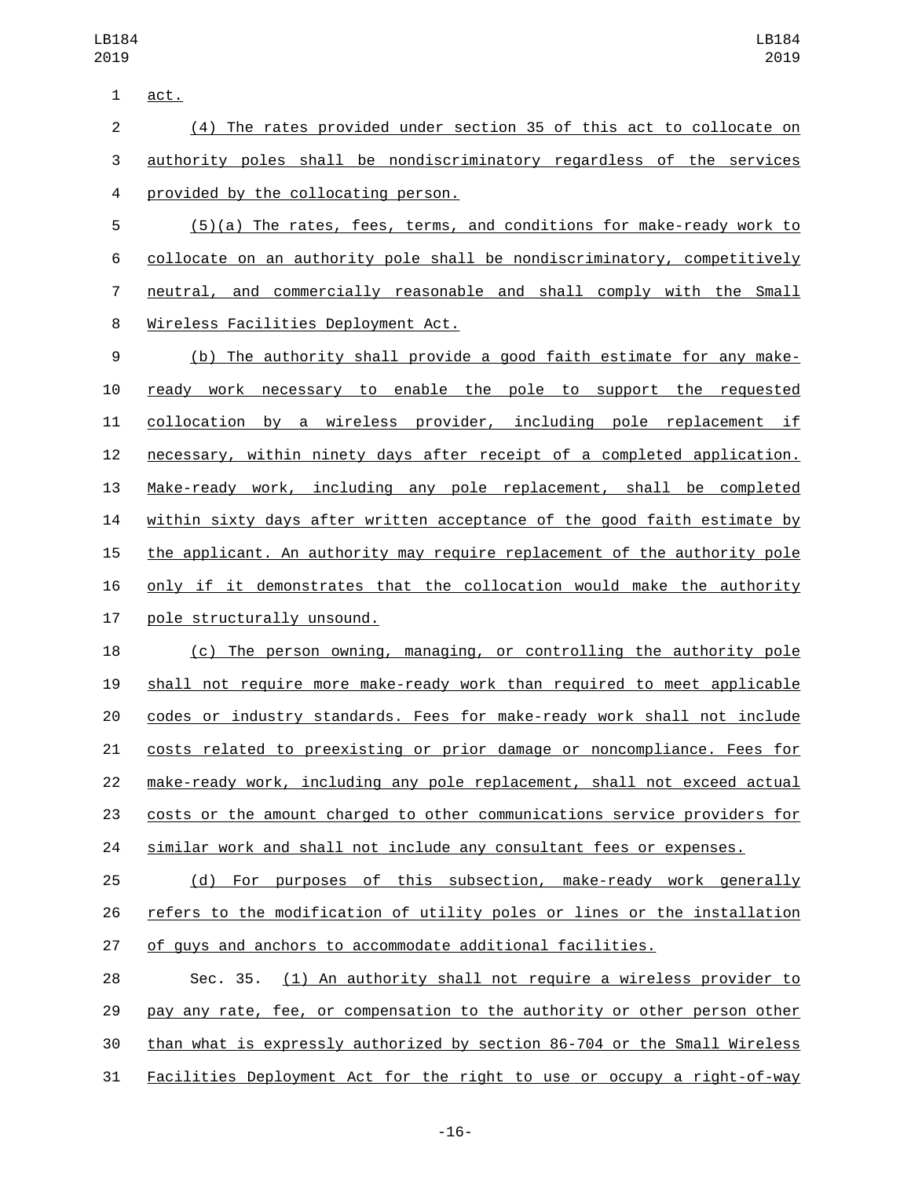act.

(4) The rates provided under section 35 of this act to collocate on authority poles shall be nondiscriminatory regardless of the services provided by the collocating person.

(5)(a) The rates, fees, terms, and conditions for make-ready work to collocate on an authority pole shall be nondiscriminatory, competitively neutral, and commercially reasonable and shall comply with the Small Wireless Facilities Deployment Act.

(b) The authority shall provide a good faith estimate for any make-ready work necessary to enable the pole to support the requested collocation by a wireless provider, including pole replacement if necessary, within ninety days after receipt of a completed application. Make-ready work, including any pole replacement, shall be completed within sixty days after written acceptance of the good faith estimate by the applicant. An authority may require replacement of the authority pole only if it demonstrates that the collocation would make the authority pole structurally unsound.

(c) The person owning, managing, or controlling the authority pole shall not require more make-ready work than required to meet applicable codes or industry standards. Fees for make-ready work shall not include costs related to preexisting or prior damage or noncompliance. Fees for make-ready work, including any pole replacement, shall not exceed actual costs or the amount charged to other communications service providers for similar work and shall not include any consultant fees or expenses.

(d) For purposes of this subsection, make-ready work generally refers to the modification of utility poles or lines or the installation of guys and anchors to accommodate additional facilities.

Sec. 35. (1) An authority shall not require a wireless provider to pay any rate, fee, or compensation to the authority or other person other than what is expressly authorized by section 86-704 or the Small Wireless Facilities Deployment Act for the right to use or occupy a right-of-way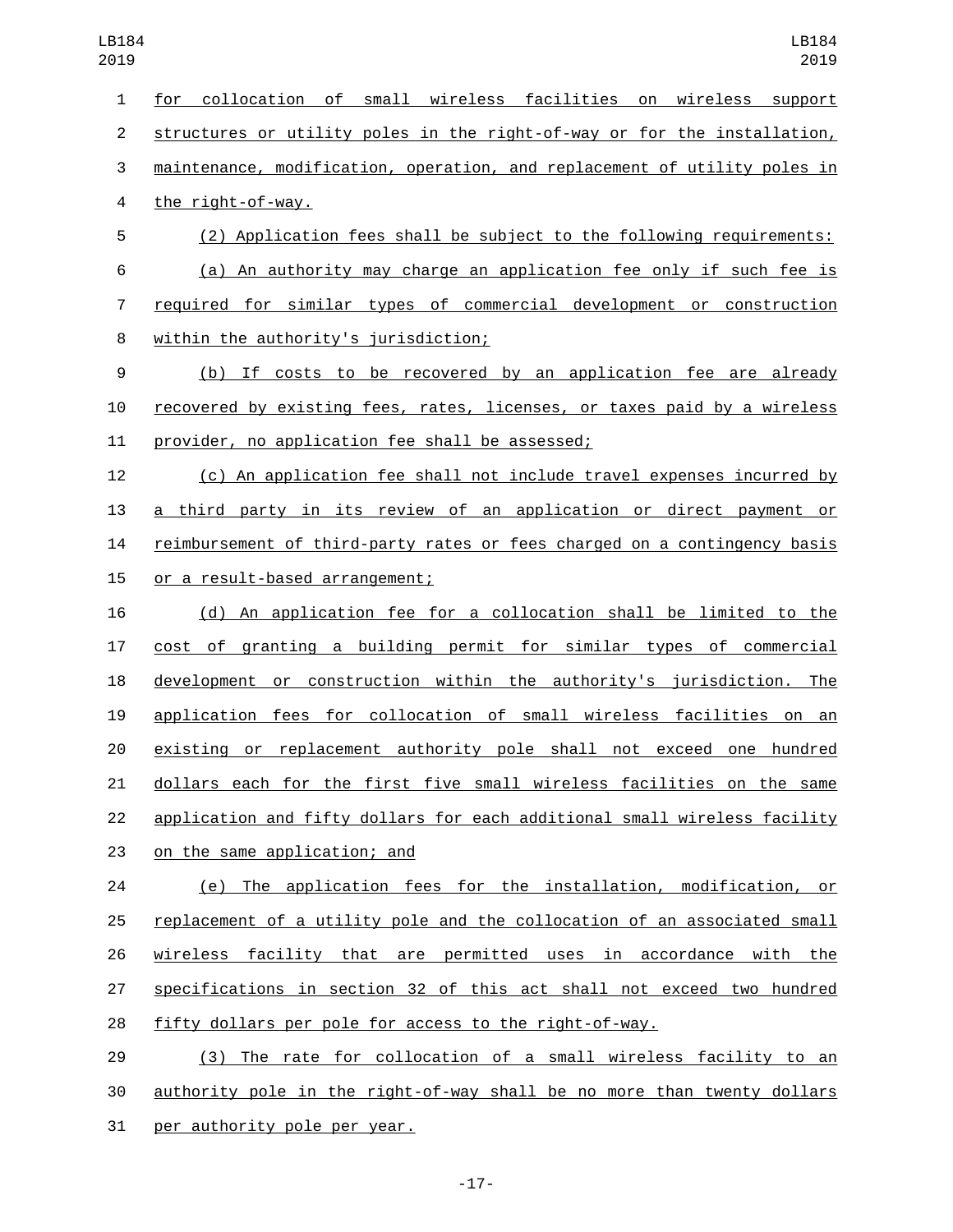for collocation of small wireless facilities on wireless support structures or utility poles in the right-of-way or for the installation, maintenance, modification, operation, and replacement of utility poles in the right-of-way.

(2) Application fees shall be subject to the following requirements:

(a) An authority may charge an application fee only if such fee is required for similar types of commercial development or construction within the authority's jurisdiction;

(b) If costs to be recovered by an application fee are already recovered by existing fees, rates, licenses, or taxes paid by a wireless provider, no application fee shall be assessed;

(c) An application fee shall not include travel expenses incurred by a third party in its review of an application or direct payment or reimbursement of third-party rates or fees charged on a contingency basis or a result-based arrangement;

(d) An application fee for a collocation shall be limited to the cost of granting a building permit for similar types of commercial development or construction within the authority's jurisdiction. The application fees for collocation of small wireless facilities on an existing or replacement authority pole shall not exceed one hundred dollars each for the first five small wireless facilities on the same application and fifty dollars for each additional small wireless facility on the same application; and

(e) The application fees for the installation, modification, or replacement of a utility pole and the collocation of an associated small wireless facility that are permitted uses in accordance with the specifications in section 32 of this act shall not exceed two hundred fifty dollars per pole for access to the right-of-way.

(3) The rate for collocation of a small wireless facility to an authority pole in the right-of-way shall be no more than twenty dollars per authority pole per year.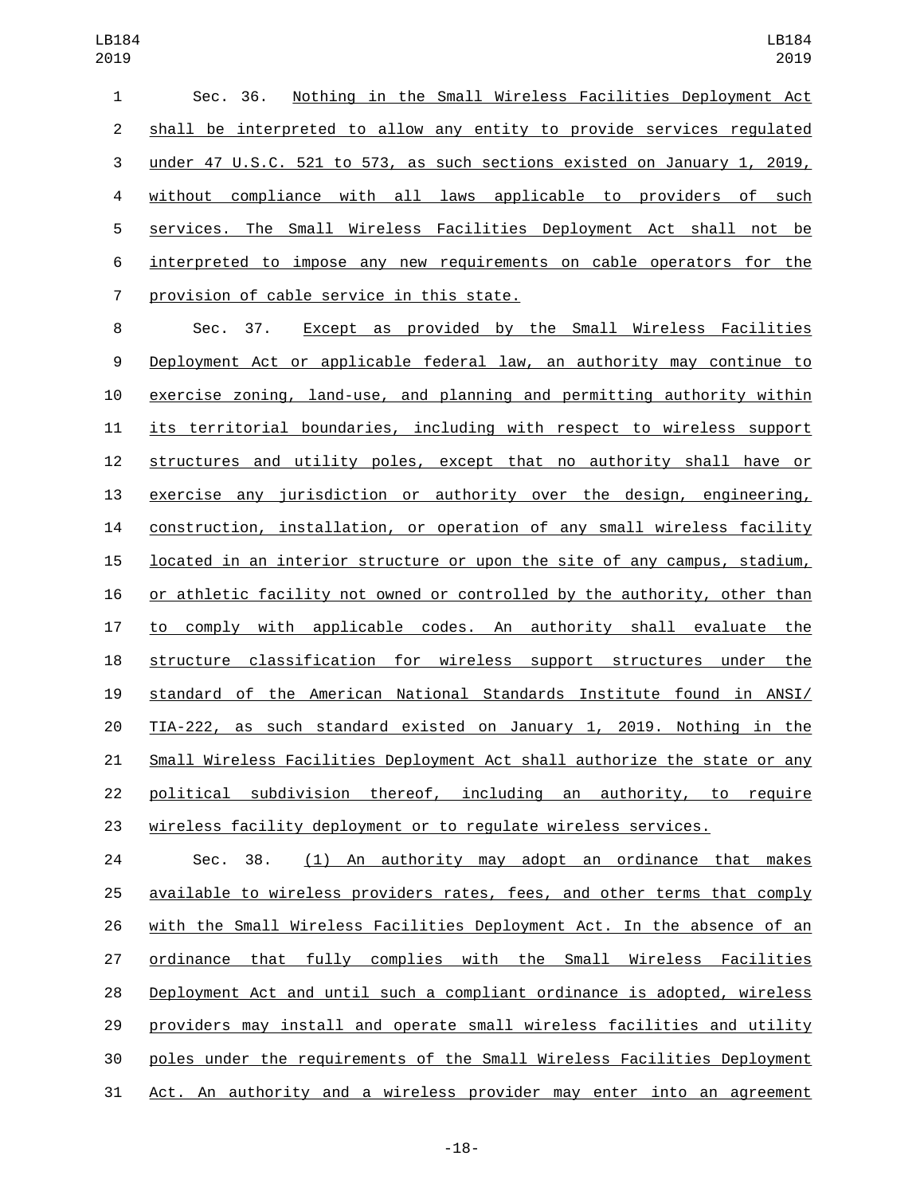Sec. 36. Nothing in the Small Wireless Facilities Deployment Act shall be interpreted to allow any entity to provide services regulated under 47 U.S.C. 521 to 573, as such sections existed on January 1, 2019, without compliance with all laws applicable to providers of such services. The Small Wireless Facilities Deployment Act shall not be interpreted to impose any new requirements on cable operators for the provision of cable service in this state.

Sec. 37. Except as provided by the Small Wireless Facilities Deployment Act or applicable federal law, an authority may continue to exercise zoning, land-use, and planning and permitting authority within its territorial boundaries, including with respect to wireless support structures and utility poles, except that no authority shall have or exercise any jurisdiction or authority over the design, engineering, construction, installation, or operation of any small wireless facility located in an interior structure or upon the site of any campus, stadium, or athletic facility not owned or controlled by the authority, other than to comply with applicable codes. An authority shall evaluate the structure classification for wireless support structures under the standard of the American National Standards Institute found in ANSI/TIA-222, as such standard existed on January 1, 2019. Nothing in the Small Wireless Facilities Deployment Act shall authorize the state or any political subdivision thereof, including an authority, to require wireless facility deployment or to regulate wireless services.

Sec. 38. (1) An authority may adopt an ordinance that makes available to wireless providers rates, fees, and other terms that comply with the Small Wireless Facilities Deployment Act. In the absence of an ordinance that fully complies with the Small Wireless Facilities Deployment Act and until such a compliant ordinance is adopted, wireless providers may install and operate small wireless facilities and utility poles under the requirements of the Small Wireless Facilities Deployment Act. An authority and a wireless provider may enter into an agreement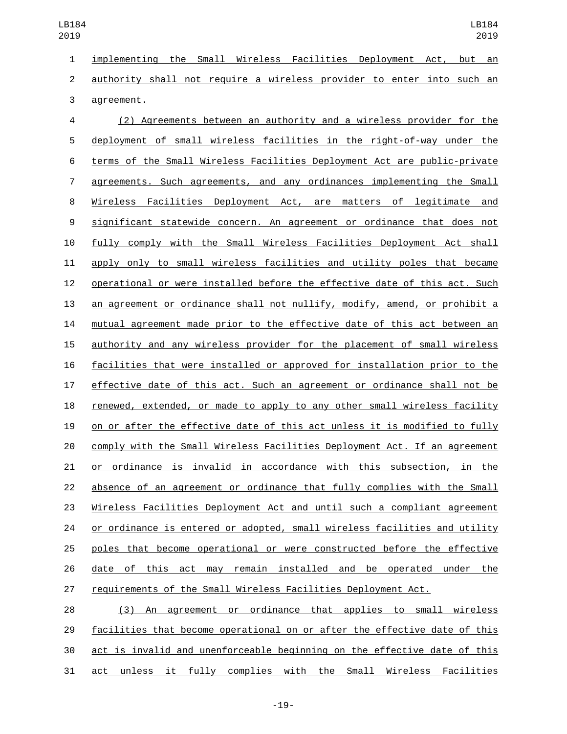implementing the Small Wireless Facilities Deployment Act, but an authority shall not require a wireless provider to enter into such an agreement.

(2) Agreements between an authority and a wireless provider for the deployment of small wireless facilities in the right-of-way under the terms of the Small Wireless Facilities Deployment Act are public-private agreements. Such agreements, and any ordinances implementing the Small Wireless Facilities Deployment Act, are matters of legitimate and significant statewide concern. An agreement or ordinance that does not fully comply with the Small Wireless Facilities Deployment Act shall apply only to small wireless facilities and utility poles that became operational or were installed before the effective date of this act. Such an agreement or ordinance shall not nullify, modify, amend, or prohibit a mutual agreement made prior to the effective date of this act between an authority and any wireless provider for the placement of small wireless facilities that were installed or approved for installation prior to the effective date of this act. Such an agreement or ordinance shall not be renewed, extended, or made to apply to any other small wireless facility on or after the effective date of this act unless it is modified to fully comply with the Small Wireless Facilities Deployment Act. If an agreement or ordinance is invalid in accordance with this subsection, in the absence of an agreement or ordinance that fully complies with the Small Wireless Facilities Deployment Act and until such a compliant agreement or ordinance is entered or adopted, small wireless facilities and utility poles that become operational or were constructed before the effective date of this act may remain installed and be operated under the requirements of the Small Wireless Facilities Deployment Act.

(3) An agreement or ordinance that applies to small wireless facilities that become operational on or after the effective date of this act is invalid and unenforceable beginning on the effective date of this act unless it fully complies with the Small Wireless Facilities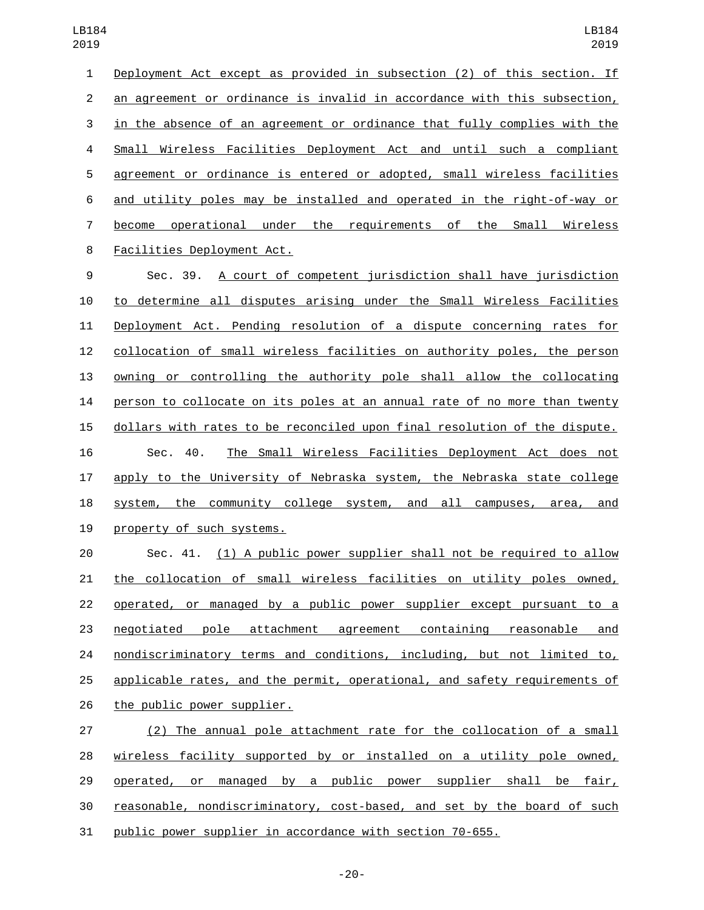Deployment Act except as provided in subsection (2) of this section. If an agreement or ordinance is invalid in accordance with this subsection, in the absence of an agreement or ordinance that fully complies with the Small Wireless Facilities Deployment Act and until such a compliant agreement or ordinance is entered or adopted, small wireless facilities and utility poles may be installed and operated in the right-of-way or become operational under the requirements of the Small Wireless Facilities Deployment Act.

Sec. 39. A court of competent jurisdiction shall have jurisdiction to determine all disputes arising under the Small Wireless Facilities Deployment Act. Pending resolution of a dispute concerning rates for collocation of small wireless facilities on authority poles, the person owning or controlling the authority pole shall allow the collocating person to collocate on its poles at an annual rate of no more than twenty dollars with rates to be reconciled upon final resolution of the dispute.

Sec. 40. The Small Wireless Facilities Deployment Act does not apply to the University of Nebraska system, the Nebraska state college system, the community college system, and all campuses, area, and property of such systems.

Sec. 41. (1) A public power supplier shall not be required to allow the collocation of small wireless facilities on utility poles owned, operated, or managed by a public power supplier except pursuant to a negotiated pole attachment agreement containing reasonable and nondiscriminatory terms and conditions, including, but not limited to, applicable rates, and the permit, operational, and safety requirements of the public power supplier.

(2) The annual pole attachment rate for the collocation of a small wireless facility supported by or installed on a utility pole owned, operated, or managed by a public power supplier shall be fair, reasonable, nondiscriminatory, cost-based, and set by the board of such public power supplier in accordance with section 70-655.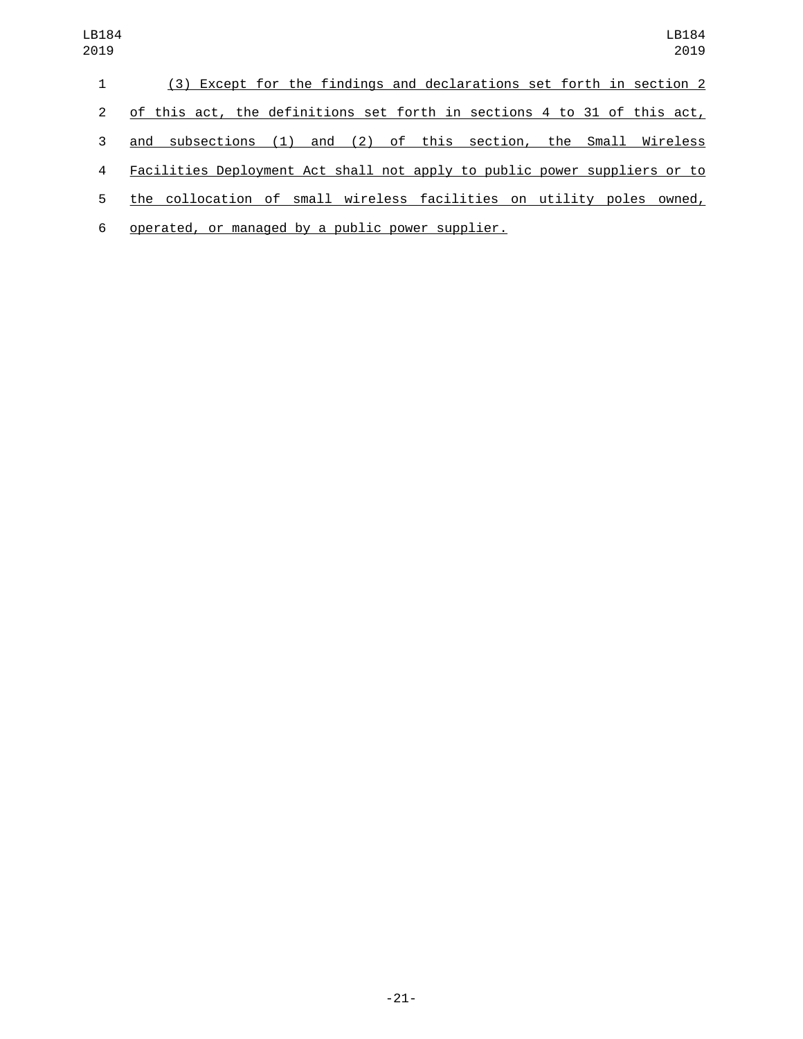(3) Except for the findings and declarations set forth in section 2 of this act, the definitions set forth in sections 4 to 31 of this act, and subsections (1) and (2) of this section, the Small Wireless Facilities Deployment Act shall not apply to public power suppliers or to the collocation of small wireless facilities on utility poles owned, operated, or managed by a public power supplier.